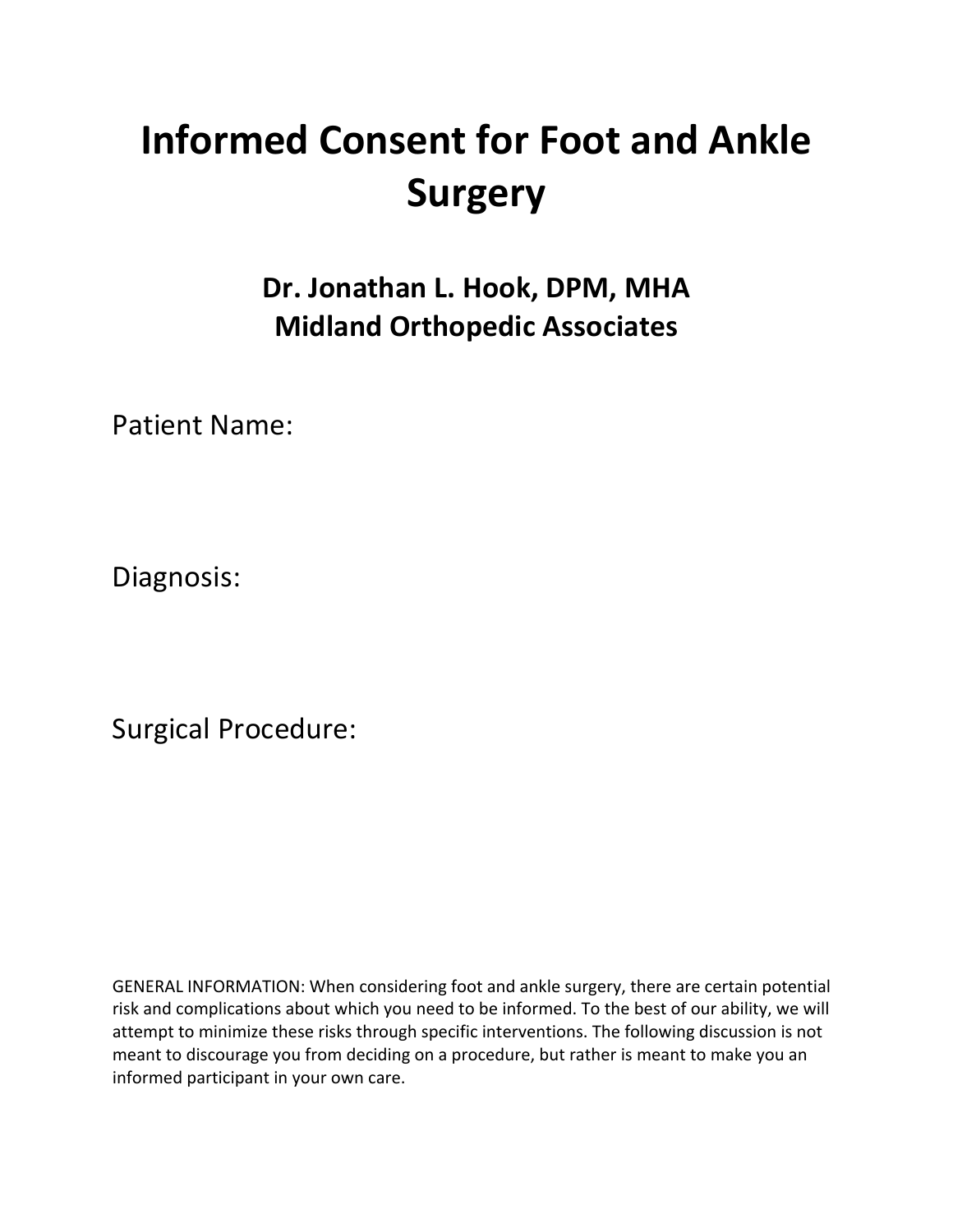# Informed Consent for Foot and Ankle Surgery

## Dr. Jonathan L. Hook, DPM, MHA
## Midland Orthopedic Associates

Patient Name:

Diagnosis:

Surgical Procedure:

GENERAL INFORMATION: When considering foot and ankle surgery, there are certain potential risk and complications about which you need to be informed. To the best of our ability, we will attempt to minimize these risks through specific interventions. The following discussion is not meant to discourage you from deciding on a procedure, but rather is meant to make you an informed participant in your own care.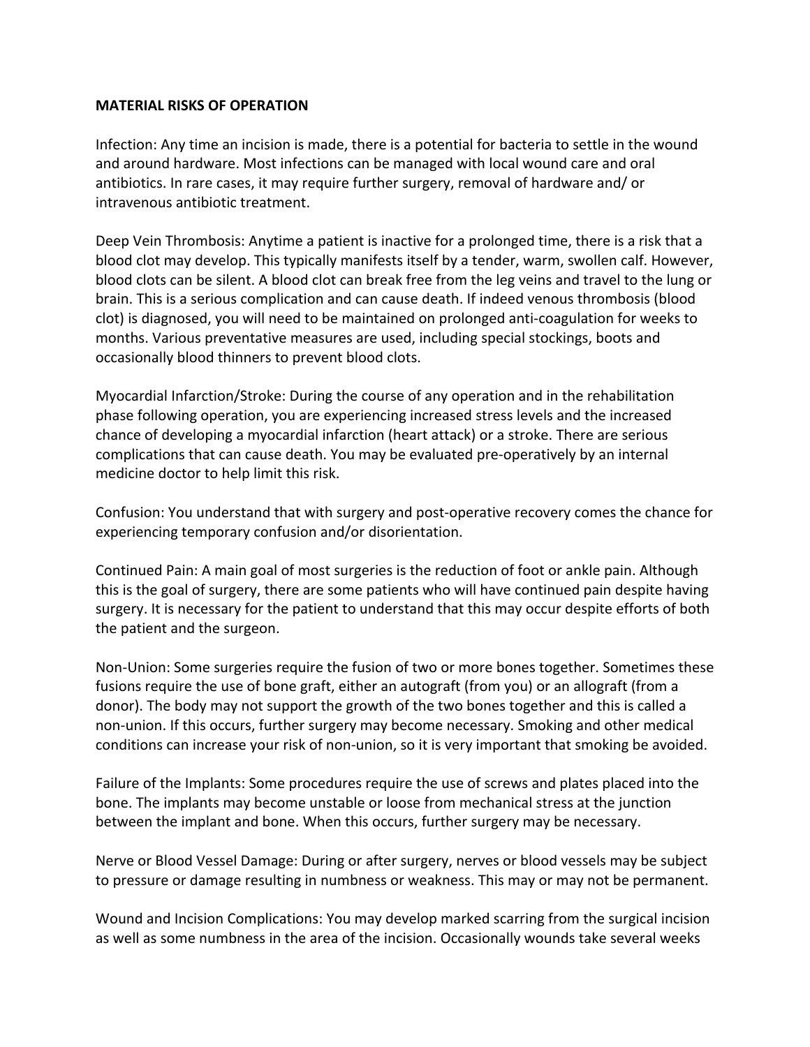**MATERIAL RISKS OF OPERATION**

Infection: Any time an incision is made, there is a potential for bacteria to settle in the wound and around hardware. Most infections can be managed with local wound care and oral antibiotics. In rare cases, it may require further surgery, removal of hardware and/ or intravenous antibiotic treatment.

Deep Vein Thrombosis: Anytime a patient is inactive for a prolonged time, there is a risk that a blood clot may develop. This typically manifests itself by a tender, warm, swollen calf. However, blood clots can be silent. A blood clot can break free from the leg veins and travel to the lung or brain. This is a serious complication and can cause death. If indeed venous thrombosis (blood clot) is diagnosed, you will need to be maintained on prolonged anti-coagulation for weeks to months. Various preventative measures are used, including special stockings, boots and occasionally blood thinners to prevent blood clots.

Myocardial Infarction/Stroke: During the course of any operation and in the rehabilitation phase following operation, you are experiencing increased stress levels and the increased chance of developing a myocardial infarction (heart attack) or a stroke. There are serious complications that can cause death. You may be evaluated pre-operatively by an internal medicine doctor to help limit this risk.

Confusion: You understand that with surgery and post-operative recovery comes the chance for experiencing temporary confusion and/or disorientation.

Continued Pain: A main goal of most surgeries is the reduction of foot or ankle pain. Although this is the goal of surgery, there are some patients who will have continued pain despite having surgery. It is necessary for the patient to understand that this may occur despite efforts of both the patient and the surgeon.

Non-Union: Some surgeries require the fusion of two or more bones together. Sometimes these fusions require the use of bone graft, either an autograft (from you) or an allograft (from a donor). The body may not support the growth of the two bones together and this is called a non-union. If this occurs, further surgery may become necessary. Smoking and other medical conditions can increase your risk of non-union, so it is very important that smoking be avoided.

Failure of the Implants: Some procedures require the use of screws and plates placed into the bone. The implants may become unstable or loose from mechanical stress at the junction between the implant and bone. When this occurs, further surgery may be necessary.

Nerve or Blood Vessel Damage: During or after surgery, nerves or blood vessels may be subject to pressure or damage resulting in numbness or weakness. This may or may not be permanent.

Wound and Incision Complications: You may develop marked scarring from the surgical incision as well as some numbness in the area of the incision. Occasionally wounds take several weeks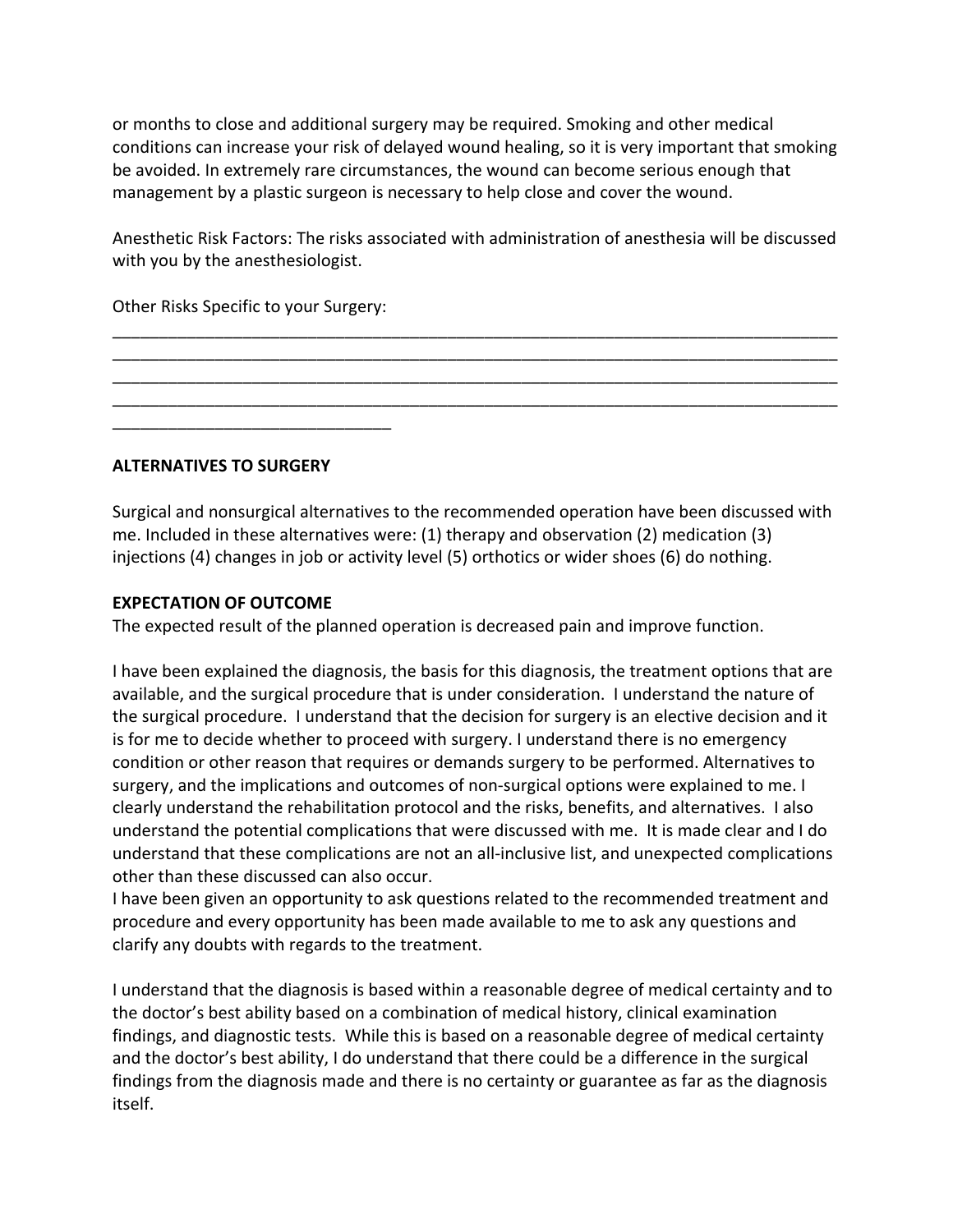or months to close and additional surgery may be required. Smoking and other medical conditions can increase your risk of delayed wound healing, so it is very important that smoking be avoided. In extremely rare circumstances, the wound can become serious enough that management by a plastic surgeon is necessary to help close and cover the wound.

Anesthetic Risk Factors: The risks associated with administration of anesthesia will be discussed with you by the anesthesiologist.

Other Risks Specific to your Surgery:

______________________________________________________________________________
______________________________________________________________________________
______________________________________________________________________________
______________________________________________________________________________
_____________________________

**ALTERNATIVES TO SURGERY**

Surgical and nonsurgical alternatives to the recommended operation have been discussed with me. Included in these alternatives were: (1) therapy and observation (2) medication (3) injections (4) changes in job or activity level (5) orthotics or wider shoes (6) do nothing.

**EXPECTATION OF OUTCOME**

The expected result of the planned operation is decreased pain and improve function.

I have been explained the diagnosis, the basis for this diagnosis, the treatment options that are available, and the surgical procedure that is under consideration. I understand the nature of the surgical procedure. I understand that the decision for surgery is an elective decision and it is for me to decide whether to proceed with surgery. I understand there is no emergency condition or other reason that requires or demands surgery to be performed. Alternatives to surgery, and the implications and outcomes of non-surgical options were explained to me. I clearly understand the rehabilitation protocol and the risks, benefits, and alternatives. I also understand the potential complications that were discussed with me. It is made clear and I do understand that these complications are not an all-inclusive list, and unexpected complications other than these discussed can also occur.

I have been given an opportunity to ask questions related to the recommended treatment and procedure and every opportunity has been made available to me to ask any questions and clarify any doubts with regards to the treatment.

I understand that the diagnosis is based within a reasonable degree of medical certainty and to the doctor's best ability based on a combination of medical history, clinical examination findings, and diagnostic tests. While this is based on a reasonable degree of medical certainty and the doctor's best ability, I do understand that there could be a difference in the surgical findings from the diagnosis made and there is no certainty or guarantee as far as the diagnosis itself.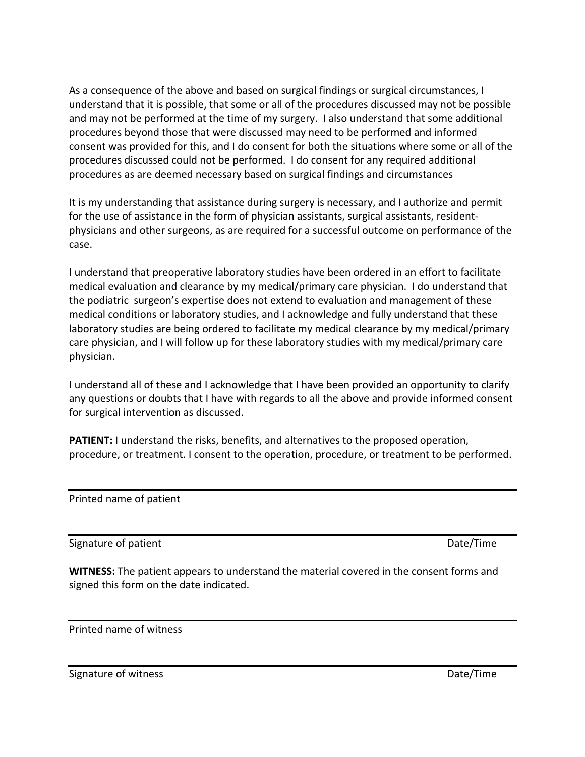As a consequence of the above and based on surgical findings or surgical circumstances, I understand that it is possible, that some or all of the procedures discussed may not be possible and may not be performed at the time of my surgery. I also understand that some additional procedures beyond those that were discussed may need to be performed and informed consent was provided for this, and I do consent for both the situations where some or all of the procedures discussed could not be performed. I do consent for any required additional procedures as are deemed necessary based on surgical findings and circumstances

It is my understanding that assistance during surgery is necessary, and I authorize and permit for the use of assistance in the form of physician assistants, surgical assistants, resident-physicians and other surgeons, as are required for a successful outcome on performance of the case.

I understand that preoperative laboratory studies have been ordered in an effort to facilitate medical evaluation and clearance by my medical/primary care physician. I do understand that the podiatric surgeon's expertise does not extend to evaluation and management of these medical conditions or laboratory studies, and I acknowledge and fully understand that these laboratory studies are being ordered to facilitate my medical clearance by my medical/primary care physician, and I will follow up for these laboratory studies with my medical/primary care physician.

I understand all of these and I acknowledge that I have been provided an opportunity to clarify any questions or doubts that I have with regards to all the above and provide informed consent for surgical intervention as discussed.

**PATIENT:** I understand the risks, benefits, and alternatives to the proposed operation, procedure, or treatment. I consent to the operation, procedure, or treatment to be performed.

---

Printed name of patient

---

Signature of patient Date/Time

**WITNESS:** The patient appears to understand the material covered in the consent forms and signed this form on the date indicated.

---

Printed name of witness

---

Signature of witness Date/Time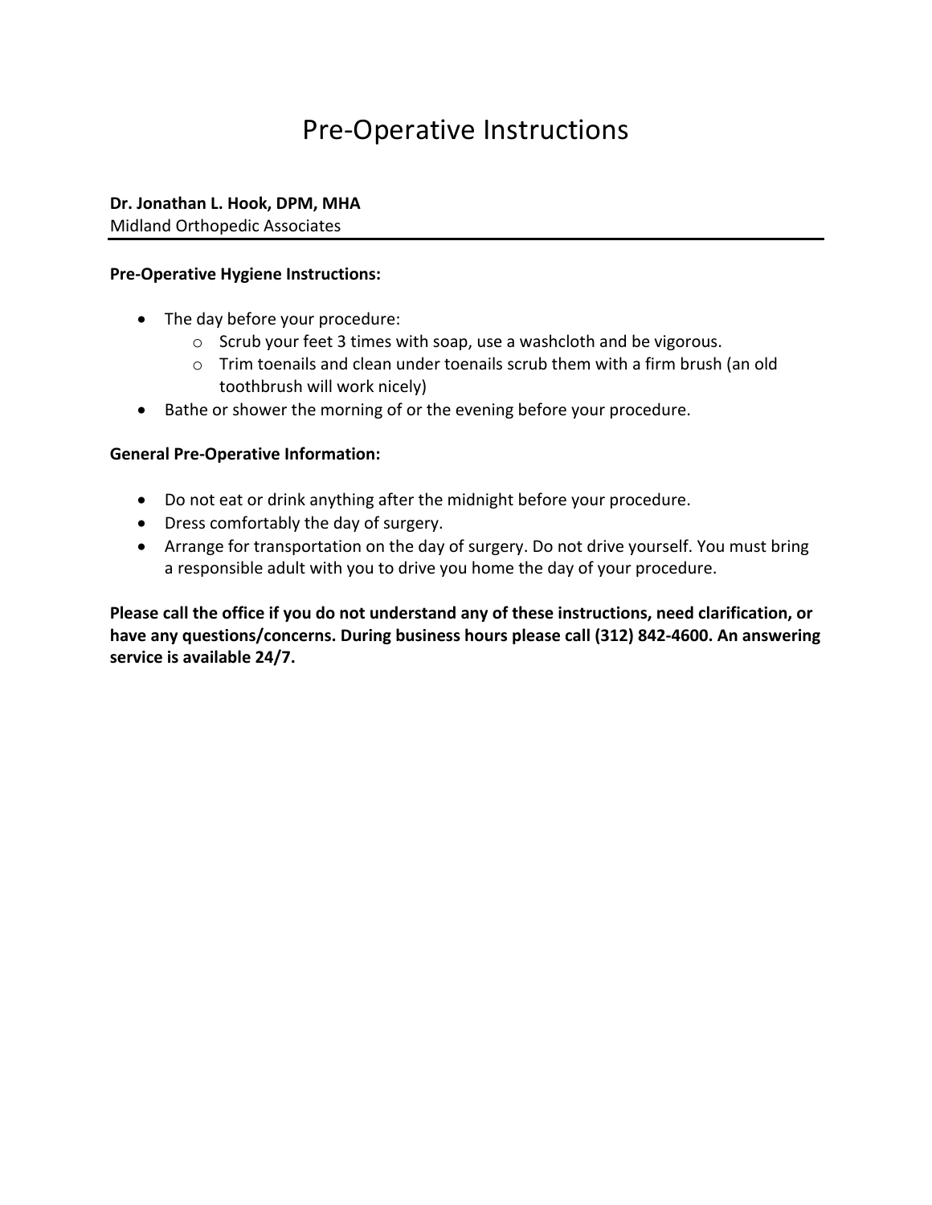# Pre-Operative Instructions

**Dr. Jonathan L. Hook, DPM, MHA**
Midland Orthopedic Associates

---

**Pre-Operative Hygiene Instructions:**

- The day before your procedure:
  - Scrub your feet 3 times with soap, use a washcloth and be vigorous.
  - Trim toenails and clean under toenails scrub them with a firm brush (an old toothbrush will work nicely)
- Bathe or shower the morning of or the evening before your procedure.

**General Pre-Operative Information:**

- Do not eat or drink anything after the midnight before your procedure.
- Dress comfortably the day of surgery.
- Arrange for transportation on the day of surgery. Do not drive yourself. You must bring a responsible adult with you to drive you home the day of your procedure.

**Please call the office if you do not understand any of these instructions, need clarification, or have any questions/concerns. During business hours please call (312) 842-4600. An answering service is available 24/7.**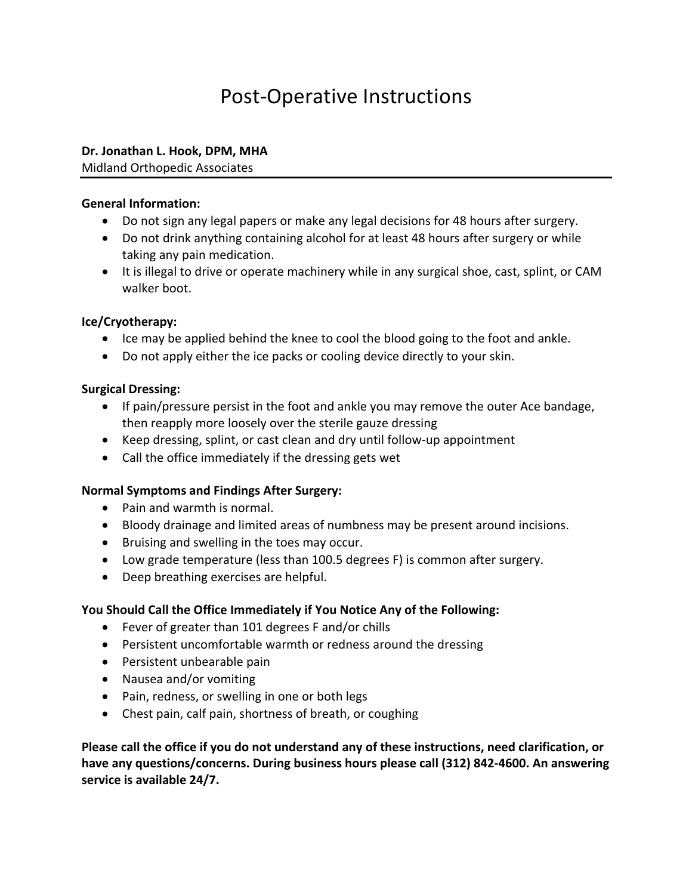# Post-Operative Instructions

**Dr. Jonathan L. Hook, DPM, MHA**
Midland Orthopedic Associates

---

**General Information:**

- Do not sign any legal papers or make any legal decisions for 48 hours after surgery.
- Do not drink anything containing alcohol for at least 48 hours after surgery or while taking any pain medication.
- It is illegal to drive or operate machinery while in any surgical shoe, cast, splint, or CAM walker boot.

**Ice/Cryotherapy:**

- Ice may be applied behind the knee to cool the blood going to the foot and ankle.
- Do not apply either the ice packs or cooling device directly to your skin.

**Surgical Dressing:**

- If pain/pressure persist in the foot and ankle you may remove the outer Ace bandage, then reapply more loosely over the sterile gauze dressing
- Keep dressing, splint, or cast clean and dry until follow-up appointment
- Call the office immediately if the dressing gets wet

**Normal Symptoms and Findings After Surgery:**

- Pain and warmth is normal.
- Bloody drainage and limited areas of numbness may be present around incisions.
- Bruising and swelling in the toes may occur.
- Low grade temperature (less than 100.5 degrees F) is common after surgery.
- Deep breathing exercises are helpful.

**You Should Call the Office Immediately if You Notice Any of the Following:**

- Fever of greater than 101 degrees F and/or chills
- Persistent uncomfortable warmth or redness around the dressing
- Persistent unbearable pain
- Nausea and/or vomiting
- Pain, redness, or swelling in one or both legs
- Chest pain, calf pain, shortness of breath, or coughing

**Please call the office if you do not understand any of these instructions, need clarification, or have any questions/concerns. During business hours please call (312) 842-4600. An answering service is available 24/7.**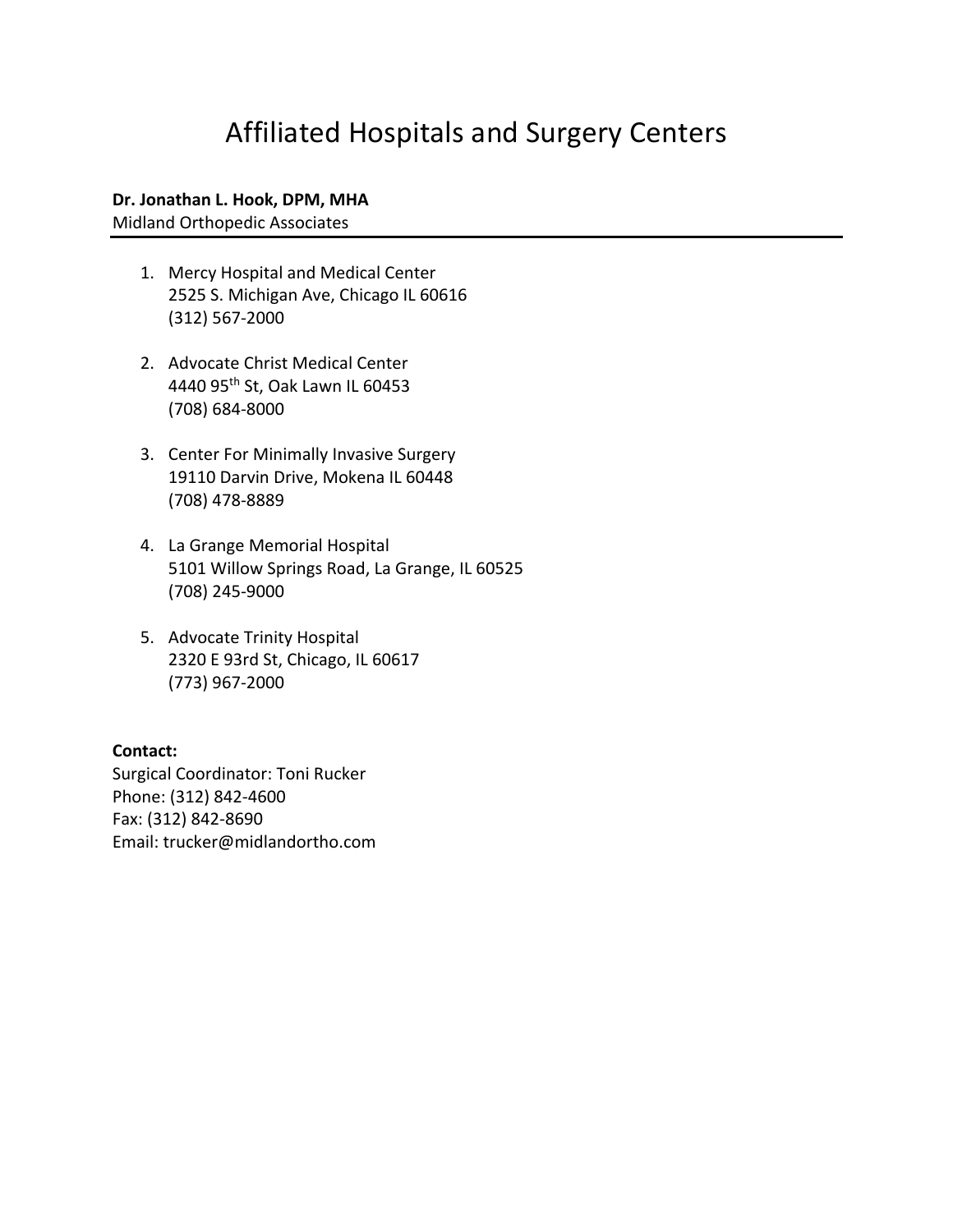# Affiliated Hospitals and Surgery Centers

**Dr. Jonathan L. Hook, DPM, MHA**
Midland Orthopedic Associates

---

1. Mercy Hospital and Medical Center
   2525 S. Michigan Ave, Chicago IL 60616
   (312) 567-2000

2. Advocate Christ Medical Center
   4440 95th St, Oak Lawn IL 60453
   (708) 684-8000

3. Center For Minimally Invasive Surgery
   19110 Darvin Drive, Mokena IL 60448
   (708) 478-8889

4. La Grange Memorial Hospital
   5101 Willow Springs Road, La Grange, IL 60525
   (708) 245-9000

5. Advocate Trinity Hospital
   2320 E 93rd St, Chicago, IL 60617
   (773) 967-2000

**Contact:**
Surgical Coordinator: Toni Rucker
Phone: (312) 842-4600
Fax: (312) 842-8690
Email: trucker@midlandortho.com